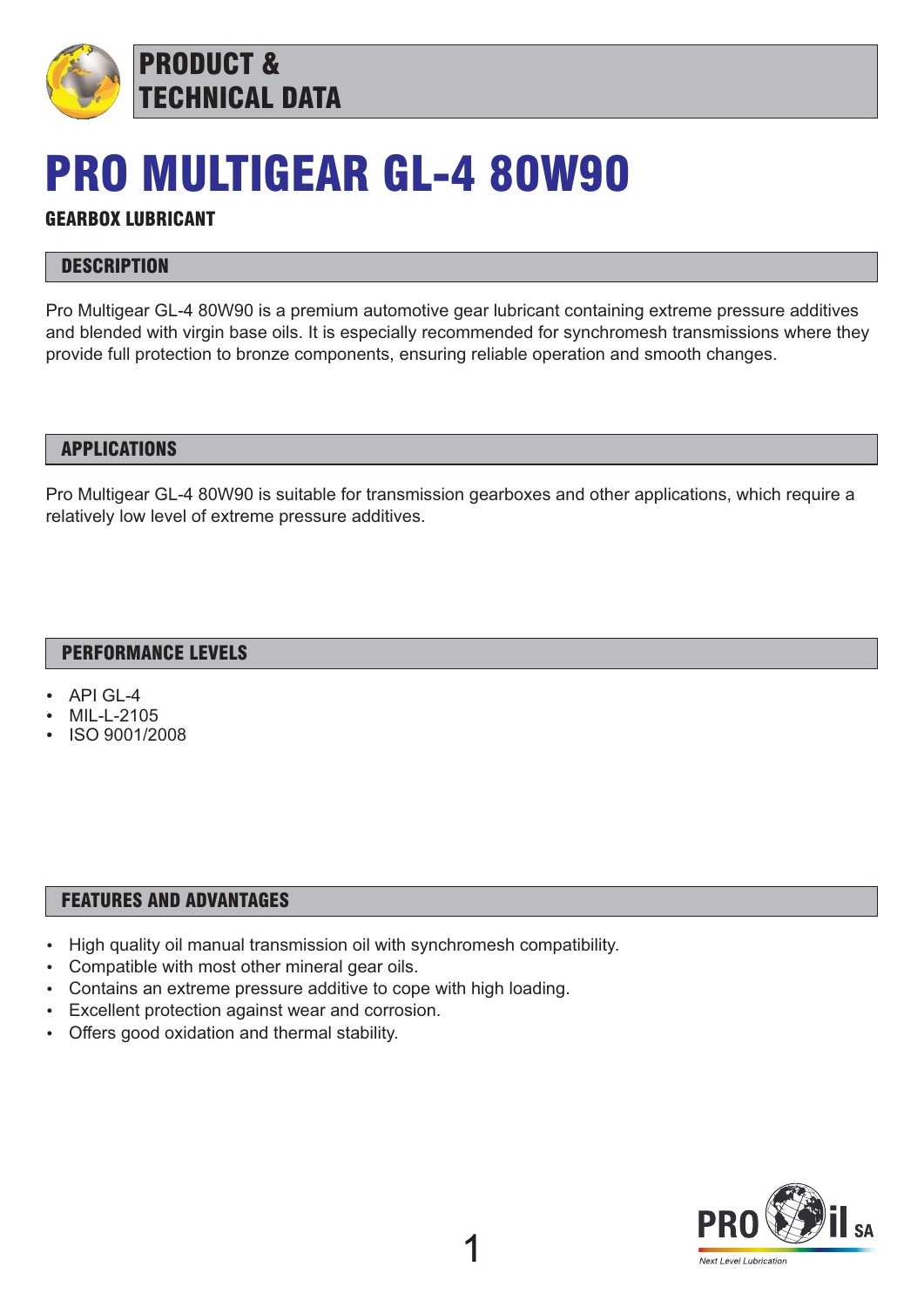PRODUCT & TECHNICAL DATA

# PRO MULTIGEAR GL-4 80W90

**GEARBOX LUBRICANT**

## DESCRIPTION

Pro Multigear GL-4 80W90 is a premium automotive gear lubricant containing extreme pressure additives and blended with virgin base oils. It is especially recommended for synchromesh transmissions where they provide full protection to bronze components, ensuring reliable operation and smooth changes.

## APPLICATIONS

Pro Multigear GL-4 80W90 is suitable for transmission gearboxes and other applications, which require a relatively low level of extreme pressure additives.

## PERFORMANCE LEVELS

- API GL-4
- MIL-L-2105
- ISO 9001/2008

## FEATURES AND ADVANTAGES

- High quality oil manual transmission oil with synchromesh compatibility.
- Compatible with most other mineral gear oils.
- Contains an extreme pressure additive to cope with high loading.
- Excellent protection against wear and corrosion.
- Offers good oxidation and thermal stability.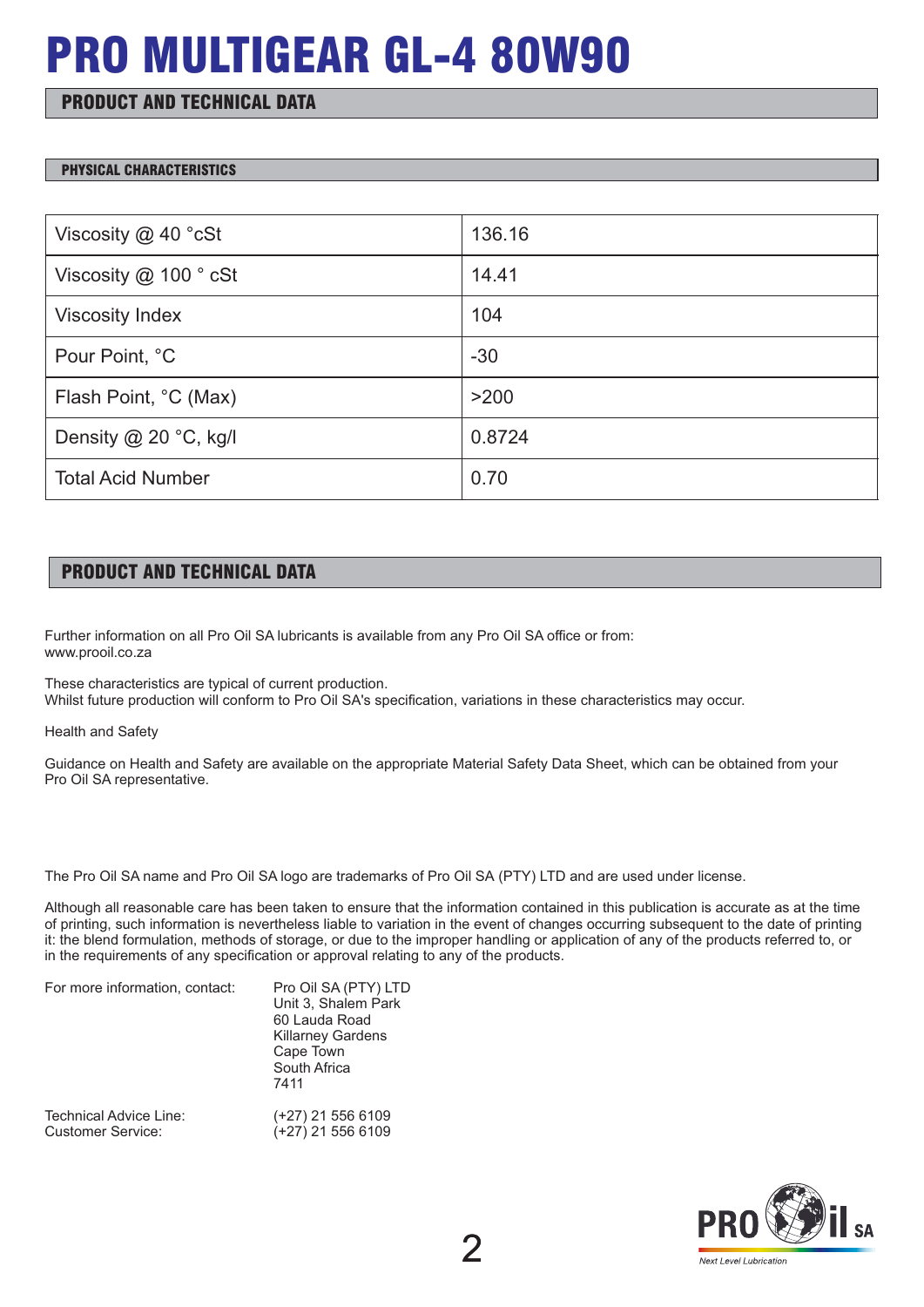# PRO MULTIGEAR GL-4 80W90

## PRODUCT AND TECHNICAL DATA

### PHYSICAL CHARACTERISTICS

| | |
|---|---|
| Viscosity @ 40 °cSt | 136.16 |
| Viscosity @ 100 ° cSt | 14.41 |
| Viscosity Index | 104 |
| Pour Point, °C | -30 |
| Flash Point, °C (Max) | >200 |
| Density @ 20 °C, kg/l | 0.8724 |
| Total Acid Number | 0.70 |

## PRODUCT AND TECHNICAL DATA

Further information on all Pro Oil SA lubricants is available from any Pro Oil SA office or from:
www.prooil.co.za

These characteristics are typical of current production.
Whilst future production will conform to Pro Oil SA's specification, variations in these characteristics may occur.

Health and Safety

Guidance on Health and Safety are available on the appropriate Material Safety Data Sheet, which can be obtained from your Pro Oil SA representative.

The Pro Oil SA name and Pro Oil SA logo are trademarks of Pro Oil SA (PTY) LTD and are used under license.

Although all reasonable care has been taken to ensure that the information contained in this publication is accurate as at the time of printing, such information is nevertheless liable to variation in the event of changes occurring subsequent to the date of printing it: the blend formulation, methods of storage, or due to the improper handling or application of any of the products referred to, or in the requirements of any specification or approval relating to any of the products.

For more information, contact:

Pro Oil SA (PTY) LTD
Unit 3, Shalem Park
60 Lauda Road
Killarney Gardens
Cape Town
South Africa
7411

Technical Advice Line: (+27) 21 556 6109
Customer Service: (+27) 21 556 6109

PRO Oil SA
Next Level Lubrication